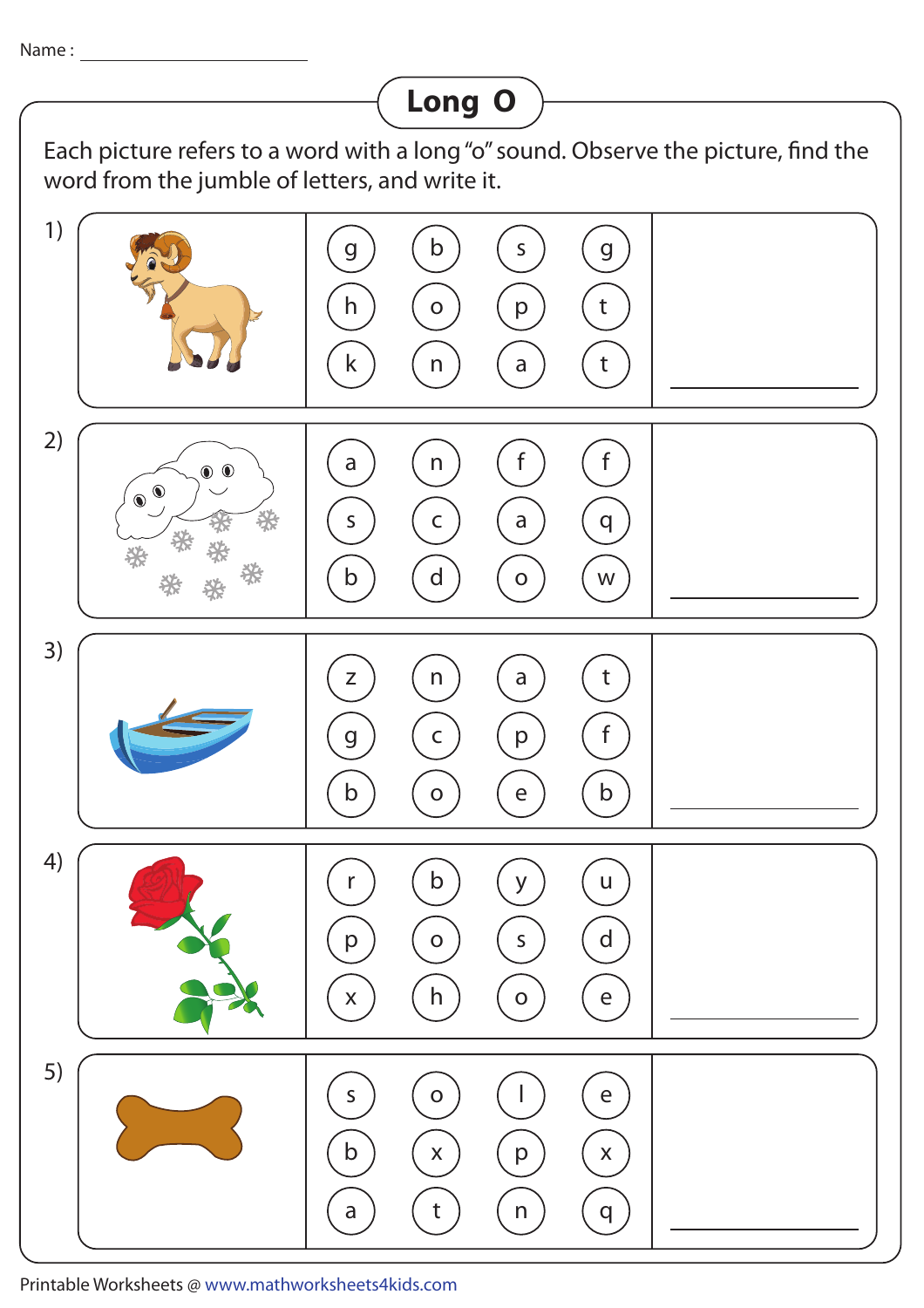Name : ______________________

# Long O

Each picture refers to a word with a long "o" sound. Observe the picture, find the word from the jumble of letters, and write it.

1)

| | | | |
|---|---|---|---|
| g | b | s | g |
| h | o | p | t |
| k | n | a | t |

______________

2)

| | | | |
|---|---|---|---|
| a | n | f | f |
| s | c | a | q |
| b | d | o | w |

______________

3)

| | | | |
|---|---|---|---|
| z | n | a | t |
| g | c | p | f |
| b | o | e | b |

______________

4)

| | | | |
|---|---|---|---|
| r | b | y | u |
| p | o | s | d |
| x | h | o | e |

______________

5)

| | | | |
|---|---|---|---|
| s | o | l | e |
| b | x | p | x |
| a | t | n | q |

______________

Printable Worksheets @ www.mathworksheets4kids.com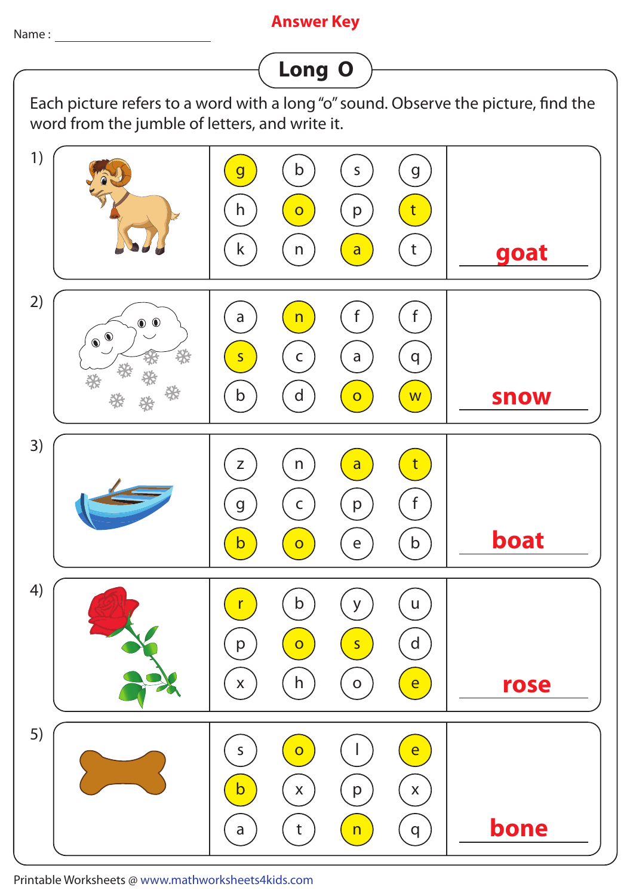Name : ____________________

**Answer Key**

# Long O

Each picture refers to a word with a long "o" sound. Observe the picture, find the word from the jumble of letters, and write it.

1)

| | | | |
|---|---|---|---|
| g | b | s | g |
| h | o | p | t |
| k | n | a | t |

**goat**

2)

| | | | |
|---|---|---|---|
| a | n | f | f |
| s | c | a | q |
| b | d | o | w |

**snow**

3)

| | | | |
|---|---|---|---|
| z | n | a | t |
| g | c | p | f |
| b | o | e | b |

**boat**

4)

| | | | |
|---|---|---|---|
| r | b | y | u |
| p | o | s | d |
| x | h | o | e |

**rose**

5)

| | | | |
|---|---|---|---|
| s | o | l | e |
| b | x | p | x |
| a | t | n | q |

**bone**

Printable Worksheets @ www.mathworksheets4kids.com